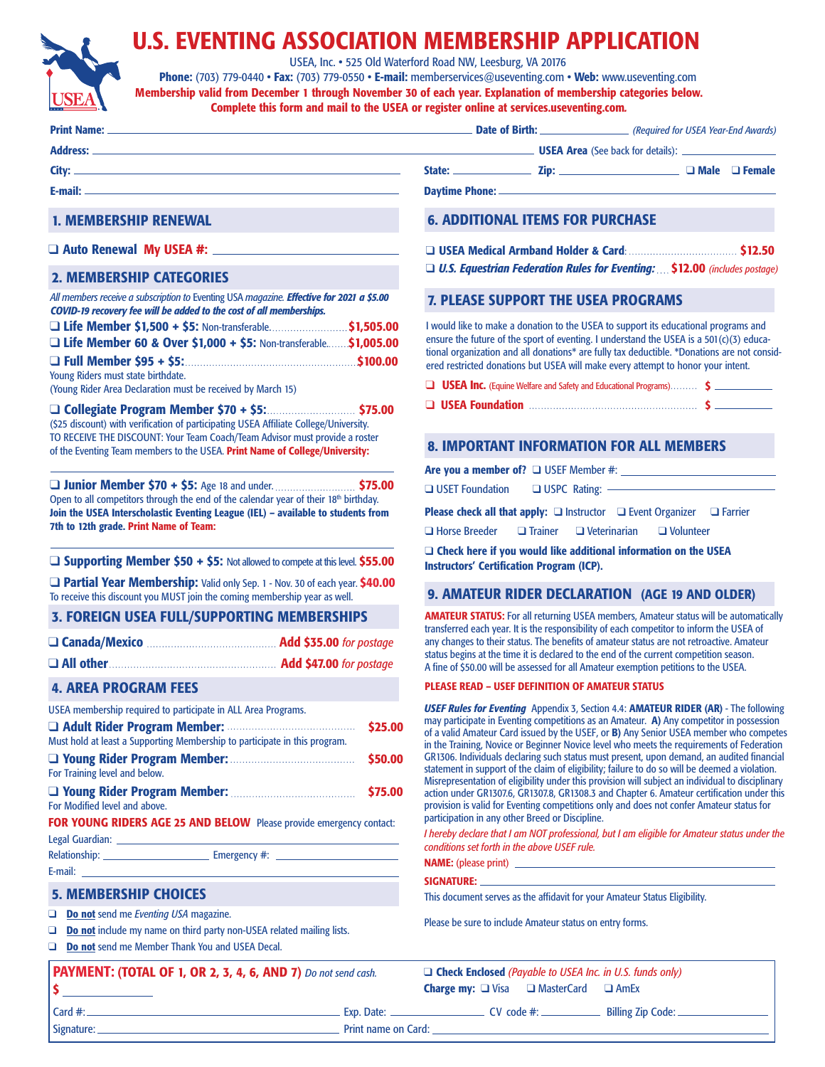# U.S. EVENTING ASSOCIATION MEMBERSHIP APPLICATION

USEA, Inc. • 525 Old Waterford Road NW, Leesburg, VA 20176

**Phone:** (703) 779-0440 • **Fax:** (703) 779-0550 • **E-mail:** memberservices@useventing.com • **Web:** www.useventing.com

**Membership valid from December 1 through November 30 of each year. Explanation of membership categories below.**

**Complete this form and mail to the USEA or register online at services.useventing.com.**

**Print Name:** ______________________ **Date of Birth:** ____________ *(Required for USEA Year-End Awards)*

**Address:** ______________________ **USEA Area** (See back for details): ____________

**City:** ______________________ **State:** ________ **Zip:** ________ ❑ **Male** ❑ **Female**

**E-mail:** ______________________ **Daytime Phone:** ______________________

## 1. MEMBERSHIP RENEWAL

❑ **Auto Renewal** **My USEA #:** ____________

## 2. MEMBERSHIP CATEGORIES

*All members receive a subscription to* Eventing USA *magazine.* ***Effective for 2021 a $5.00 COVID-19 recovery fee will be added to the cost of all memberships.***

❑ **Life Member $1,500 + $5:** Non-transferable.......... **$1,505.00**

❑ **Life Member 60 & Over $1,000 + $5:** Non-transferable.......... **$1,005.00**

❑ **Full Member $95 + $5:**.......... **$100.00**
Young Riders must state birthdate.
(Young Rider Area Declaration must be received by March 15)

❑ **Collegiate Program Member $70 + $5:**.......... **$75.00**
($25 discount) with verification of participating USEA Affiliate College/University. TO RECEIVE THE DISCOUNT: Your Team Coach/Team Advisor must provide a roster of the Eventing Team members to the USEA. **Print Name of College/University:**
______________________

❑ **Junior Member $70 + $5:** Age 18 and under.......... **$75.00**
Open to all competitors through the end of the calendar year of their 18th birthday.
**Join the USEA Interscholastic Eventing League (IEL) – available to students from 7th to 12th grade. Print Name of Team:**
______________________

❑ **Supporting Member $50 + $5:** Not allowed to compete at this level. **$55.00**

❑ **Partial Year Membership:** Valid only Sep. 1 - Nov. 30 of each year. **$40.00**
To receive this discount you MUST join the coming membership year as well.

## 3. FOREIGN USEA FULL/SUPPORTING MEMBERSHIPS

❑ **Canada/Mexico**.......... **Add $35.00** *for postage*

❑ **All other**.......... **Add $47.00** *for postage*

## 4. AREA PROGRAM FEES

USEA membership required to participate in ALL Area Programs.

❑ **Adult Rider Program Member:**.......... **$25.00**
Must hold at least a Supporting Membership to participate in this program.

❑ **Young Rider Program Member:**.......... **$50.00**
For Training level and below.

❑ **Young Rider Program Member:**.......... **$75.00**
For Modified level and above.

**FOR YOUNG RIDERS AGE 25 AND BELOW** Please provide emergency contact:

Legal Guardian: ______________________

Relationship: ____________ Emergency #: ____________

E-mail: ______________________

## 5. MEMBERSHIP CHOICES

❑ **Do not** send me *Eventing USA* magazine.

❑ **Do not** include my name on third party non-USEA related mailing lists.

❑ **Do not** send me Member Thank You and USEA Decal.

## 6. ADDITIONAL ITEMS FOR PURCHASE

❑ **USEA Medical Armband Holder & Card**:.......... **$12.50**

❑ ***U.S. Equestrian Federation Rules for Eventing:***.......... **$12.00** *(includes postage)*

## 7. PLEASE SUPPORT THE USEA PROGRAMS

I would like to make a donation to the USEA to support its educational programs and ensure the future of the sport of eventing. I understand the USEA is a 501(c)(3) educational organization and all donations* are fully tax deductible. *Donations are not considered restricted donations but USEA will make every attempt to honor your intent.

❑ **USEA Inc.** (Equine Welfare and Safety and Educational Programs).......... **$** ________

❑ **USEA Foundation**.......... **$** ________

## 8. IMPORTANT INFORMATION FOR ALL MEMBERS

**Are you a member of?** ❑ USEF Member #: ____________

❑ USET Foundation ❑ USPC Rating: ____________

**Please check all that apply:** ❑ Instructor ❑ Event Organizer ❑ Farrier

❑ Horse Breeder ❑ Trainer ❑ Veterinarian ❑ Volunteer

❑ **Check here if you would like additional information on the USEA Instructors' Certification Program (ICP).**

## 9. AMATEUR RIDER DECLARATION (AGE 19 AND OLDER)

**AMATEUR STATUS:** For all returning USEA members, Amateur status will be automatically transferred each year. It is the responsibility of each competitor to inform the USEA of any changes to their status. The benefits of amateur status are not retroactive. Amateur status begins at the time it is declared to the end of the current competition season. A fine of $50.00 will be assessed for all Amateur exemption petitions to the USEA.

**PLEASE READ – USEF DEFINITION OF AMATEUR STATUS**

***USEF Rules for Eventing*** Appendix 3, Section 4.4: **AMATEUR RIDER (AR)** - The following may participate in Eventing competitions as an Amateur. **A)** Any competitor in possession of a valid Amateur Card issued by the USEF, or **B)** Any Senior USEA member who competes in the Training, Novice or Beginner Novice level who meets the requirements of Federation GR1306. Individuals declaring such status must present, upon demand, an audited financial statement in support of the claim of eligibility; failure to do so will be deemed a violation. Misrepresentation of eligibility under this provision will subject an individual to disciplinary action under GR1307.6, GR1307.8, GR1308.3 and Chapter 6. Amateur certification under this provision is valid for Eventing competitions only and does not confer Amateur status for participation in any other Breed or Discipline.

*I hereby declare that I am NOT professional, but I am eligible for Amateur status under the conditions set forth in the above USEF rule.*

**NAME:** (please print) ______________________

**SIGNATURE:** ______________________

This document serves as the affidavit for your Amateur Status Eligibility.

Please be sure to include Amateur status on entry forms.

---

**PAYMENT: (TOTAL OF 1, OR 2, 3, 4, 6, AND 7)** *Do not send cash.*

**$** ____________

❑ **Check Enclosed** *(Payable to USEA Inc. in U.S. funds only)*

**Charge my:** ❑ Visa ❑ MasterCard ❑ AmEx

Card #: ______________________ Exp. Date: ____________ CV code #: ________ Billing Zip Code: ____________

Signature: ______________________ Print name on Card: ______________________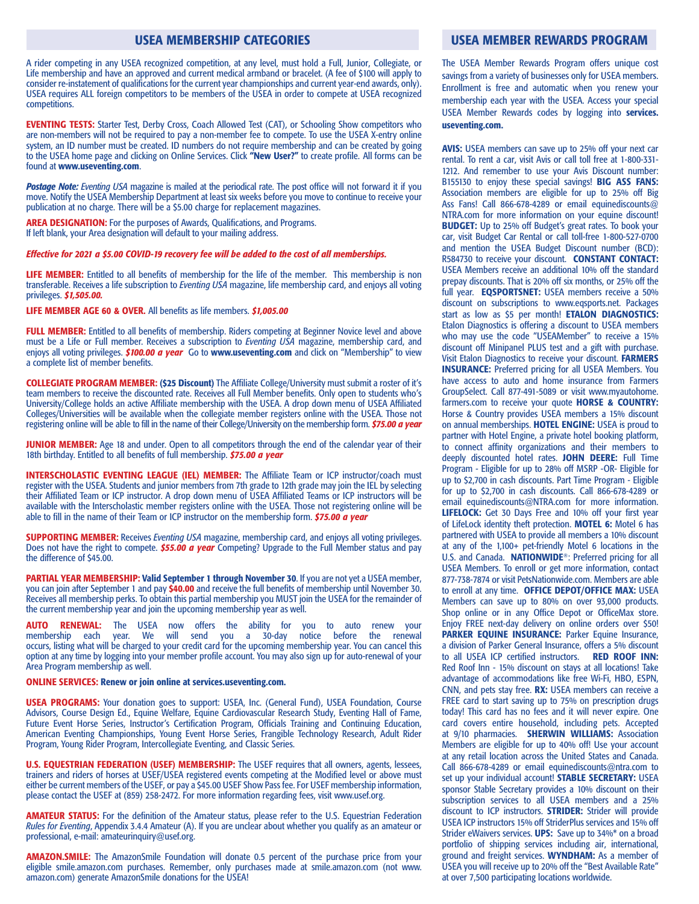## USEA MEMBERSHIP CATEGORIES

A rider competing in any USEA recognized competition, at any level, must hold a Full, Junior, Collegiate, or Life membership and have an approved and current medical armband or bracelet. (A fee of $100 will apply to consider re-instatement of qualifications for the current year championships and current year-end awards, only). USEA requires ALL foreign competitors to be members of the USEA in order to compete at USEA recognized competitions.

**EVENTING TESTS:** Starter Test, Derby Cross, Coach Allowed Test (CAT), or Schooling Show competitors who are non-members will not be required to pay a non-member fee to compete. To use the USEA X-entry online system, an ID number must be created. ID numbers do not require membership and can be created by going to the USEA home page and clicking on Online Services. Click **"New User?"** to create profile. All forms can be found at **www.useventing.com**.

***Postage Note:*** *Eventing USA* magazine is mailed at the periodical rate. The post office will not forward it if you move. Notify the USEA Membership Department at least six weeks before you move to continue to receive your publication at no charge. There will be a $5.00 charge for replacement magazines.

**AREA DESIGNATION:** For the purposes of Awards, Qualifications, and Programs.
If left blank, your Area designation will default to your mailing address.

***Effective for 2021 a $5.00 COVID-19 recovery fee will be added to the cost of all memberships.***

**LIFE MEMBER:** Entitled to all benefits of membership for the life of the member. This membership is non transferable. Receives a life subscription to *Eventing USA* magazine, life membership card, and enjoys all voting privileges. ***$1,505.00.***

**LIFE MEMBER AGE 60 & OVER.** All benefits as life members. ***$1,005.00***

**FULL MEMBER:** Entitled to all benefits of membership. Riders competing at Beginner Novice level and above must be a Life or Full member. Receives a subscription to *Eventing USA* magazine, membership card, and enjoys all voting privileges. ***$100.00 a year*** Go to **www.useventing.com** and click on "Membership" to view a complete list of member benefits.

**COLLEGIATE PROGRAM MEMBER: ($25 Discount)** The Affiliate College/University must submit a roster of it's team members to receive the discounted rate. Receives all Full Member benefits. Only open to students who's University/College holds an active Affiliate membership with the USEA. A drop down menu of USEA Affiliated Colleges/Universities will be available when the collegiate member registers online with the USEA. Those not registering online will be able to fill in the name of their College/University on the membership form. ***$75.00 a year***

**JUNIOR MEMBER:** Age 18 and under. Open to all competitors through the end of the calendar year of their 18th birthday. Entitled to all benefits of full membership. ***$75.00 a year***

**INTERSCHOLASTIC EVENTING LEAGUE (IEL) MEMBER:** The Affiliate Team or ICP instructor/coach must register with the USEA. Students and junior members from 7th grade to 12th grade may join the IEL by selecting their Affiliated Team or ICP instructor. A drop down menu of USEA Affiliated Teams or ICP instructors will be available when the Interscholastic member registers online with the USEA. Those not registering online will be able to fill in the name of their Team or ICP instructor on the membership form. ***$75.00 a year***

**SUPPORTING MEMBER:** Receives *Eventing USA* magazine, membership card, and enjoys all voting privileges. Does not have the right to compete. ***$55.00 a year*** Competing? Upgrade to the Full Member status and pay the difference of $45.00.

**PARTIAL YEAR MEMBERSHIP: Valid September 1 through November 30**. If you are not yet a USEA member, you can join after September 1 and pay **$40.00** and receive the full benefits of membership until November 30. Receives all membership perks. To obtain this partial membership you MUST join the USEA for the remainder of the current membership year and join the upcoming membership year as well.

**AUTO RENEWAL:** The USEA now offers the ability for you to auto renew your membership each year. We will send you a 30-day notice before the renewal occurs, listing what will be charged to your credit card for the upcoming membership year. You can cancel this option at any time by logging into your member profile account. You may also sign up for auto-renewal of your Area Program membership as well.

**ONLINE SERVICES: Renew or join online at services.useventing.com.**

**USEA PROGRAMS:** Your donation goes to support: USEA, Inc. (General Fund), USEA Foundation, Course Advisors, Course Design Ed., Equine Welfare, Equine Cardiovascular Research Study, Eventing Hall of Fame, Future Event Horse Series, Instructor's Certification Program, Officials Training and Continuing Education, American Eventing Championships, Young Event Horse Series, Frangible Technology Research, Adult Rider Program, Young Rider Program, Intercollegiate Eventing, and Classic Series.

**U.S. EQUESTRIAN FEDERATION (USEF) MEMBERSHIP:** The USEF requires that all owners, agents, lessees, trainers and riders of horses at USEF/USEA registered events competing at the Modified level or above must either be current members of the USEF, or pay a $45.00 USEF Show Pass fee. For USEF membership information, please contact the USEF at (859) 258-2472. For more information regarding fees, visit www.usef.org.

**AMATEUR STATUS:** For the definition of the Amateur status, please refer to the U.S. Equestrian Federation *Rules for Eventing*, Appendix 3.4.4 Amateur (A). If you are unclear about whether you qualify as an amateur or professional, e-mail: amateurinquiry@usef.org.

**AMAZON.SMILE:** The AmazonSmile Foundation will donate 0.5 percent of the purchase price from your eligible smile.amazon.com purchases. Remember, only purchases made at smile.amazon.com (not www.amazon.com) generate AmazonSmile donations for the USEA!

## USEA MEMBER REWARDS PROGRAM

The USEA Member Rewards Program offers unique cost savings from a variety of businesses only for USEA members. Enrollment is free and automatic when you renew your membership each year with the USEA. Access your special USEA Member Rewards codes by logging into **services.useventing.com.**

**AVIS:** USEA members can save up to 25% off your next car rental. To rent a car, visit Avis or call toll free at 1-800-331-1212. And remember to use your Avis Discount number: B155130 to enjoy these special savings! **BIG ASS FANS:** Association members are eligible for up to 25% off Big Ass Fans! Call 866-678-4289 or email equinediscounts@NTRA.com for more information on your equine discount! **BUDGET:** Up to 25% off Budget's great rates. To book your car, visit Budget Car Rental or call toll-free 1-800-527-0700 and mention the USEA Budget Discount number (BCD): R584730 to receive your discount. **CONSTANT CONTACT:** USEA Members receive an additional 10% off the standard prepay discounts. That is 20% off six months, or 25% off the full year. **EQSPORTSNET:** USEA members receive a 50% discount on subscriptions to www.eqsports.net. Packages start as low as $5 per month! **ETALON DIAGNOSTICS:** Etalon Diagnostics is offering a discount to USEA members who may use the code "USEAMember" to receive a 15% discount off Minipanel PLUS test and a gift with purchase. Visit Etalon Diagnostics to receive your discount. **FARMERS INSURANCE:** Preferred pricing for all USEA Members. You have access to auto and home insurance from Farmers GroupSelect. Call 877-491-5089 or visit www.myautohome.farmers.com to receive your quote **HORSE & COUNTRY:** Horse & Country provides USEA members a 15% discount on annual memberships. **HOTEL ENGINE:** USEA is proud to partner with Hotel Engine, a private hotel booking platform, to connect affinity organizations and their members to deeply discounted hotel rates. **JOHN DEERE:** Full Time Program - Eligible for up to 28% off MSRP -OR- Eligible for up to $2,700 in cash discounts. Part Time Program - Eligible for up to $2,700 in cash discounts. Call 866-678-4289 or email equinediscounts@NTRA.com for more information. **LIFELOCK:** Get 30 Days Free and 10% off your first year of LifeLock identity theft protection. **MOTEL 6:** Motel 6 has partnered with USEA to provide all members a 10% discount at any of the 1,100+ pet-friendly Motel 6 locations in the U.S. and Canada. **NATIONWIDE®**: Preferred pricing for all USEA Members. To enroll or get more information, contact 877-738-7874 or visit PetsNationwide.com. Members are able to enroll at any time. **OFFICE DEPOT/OFFICE MAX:** USEA Members can save up to 80% on over 93,000 products. Shop online or in any Office Depot or OfficeMax store. Enjoy FREE next-day delivery on online orders over $50! **PARKER EQUINE INSURANCE:** Parker Equine Insurance, a division of Parker General Insurance, offers a 5% discount to all USEA ICP certified instructors. **RED ROOF INN:** Red Roof Inn - 15% discount on stays at all locations! Take advantage of accommodations like free Wi-Fi, HBO, ESPN, CNN, and pets stay free. **RX:** USEA members can receive a FREE card to start saving up to 75% on prescription drugs today! This card has no fees and it will never expire. One card covers entire household, including pets. Accepted at 9/10 pharmacies. **SHERWIN WILLIAMS:** Association Members are eligible for up to 40% off! Use your account at any retail location across the United States and Canada. Call 866-678-4289 or email equinediscounts@ntra.com to set up your individual account! **STABLE SECRETARY:** USEA sponsor Stable Secretary provides a 10% discount on their subscription services to all USEA members and a 25% discount to ICP instructors. **STRIDER:** Strider will provide USEA ICP instructors 15% off StriderPlus services and 15% off Strider eWaivers services. **UPS:** Save up to 34%* on a broad portfolio of shipping services including air, international, ground and freight services. **WYNDHAM:** As a member of USEA you will receive up to 20% off the "Best Available Rate" at over 7,500 participating locations worldwide.